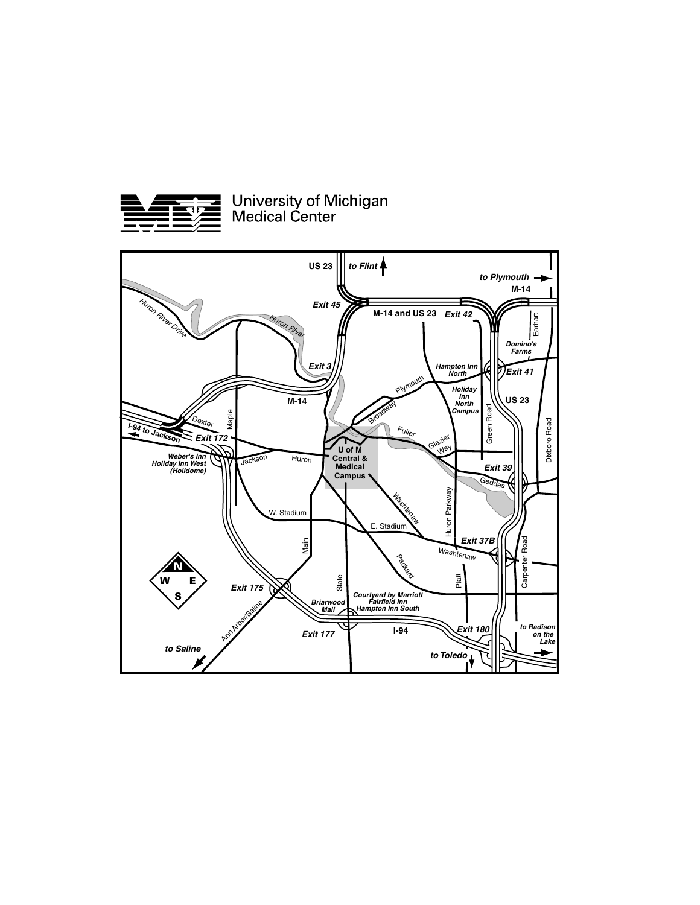# University of Michigan Medical Center

US 23 · to Flint · to Plymouth · M-14 · Exit 45 · M-14 and US 23 · Exit 42 · Earhart · Domino's Farms · Huron River Drive · Huron River · Exit 3 · Hampton Inn North · Exit 41 · Plymouth · Holiday Inn North Campus · US 23 · M-14 · Broadway · Green Road · Dexter · Maple · Dixboro Road · I-94 to Jackson · Exit 172 · Fuller · Glazier Way · U of M Central & Medical Campus · Weber's Inn · Holiday Inn West (Holidome) · Jackson · Huron · Exit 39 · Geddes · Washtenaw · W. Stadium · Huron Parkway · E. Stadium · Main · Exit 37B · Carpenter Road · Washtenaw · Packard · Exit 175 · State · Platt · Courtyard by Marriott · Fairfield Inn · Hampton Inn South · Briarwood Mall · Ann Arbor/Saline · Exit 177 · I-94 · Exit 180 · to Radison on the Lake · to Saline · to Toledo · N · W · E · S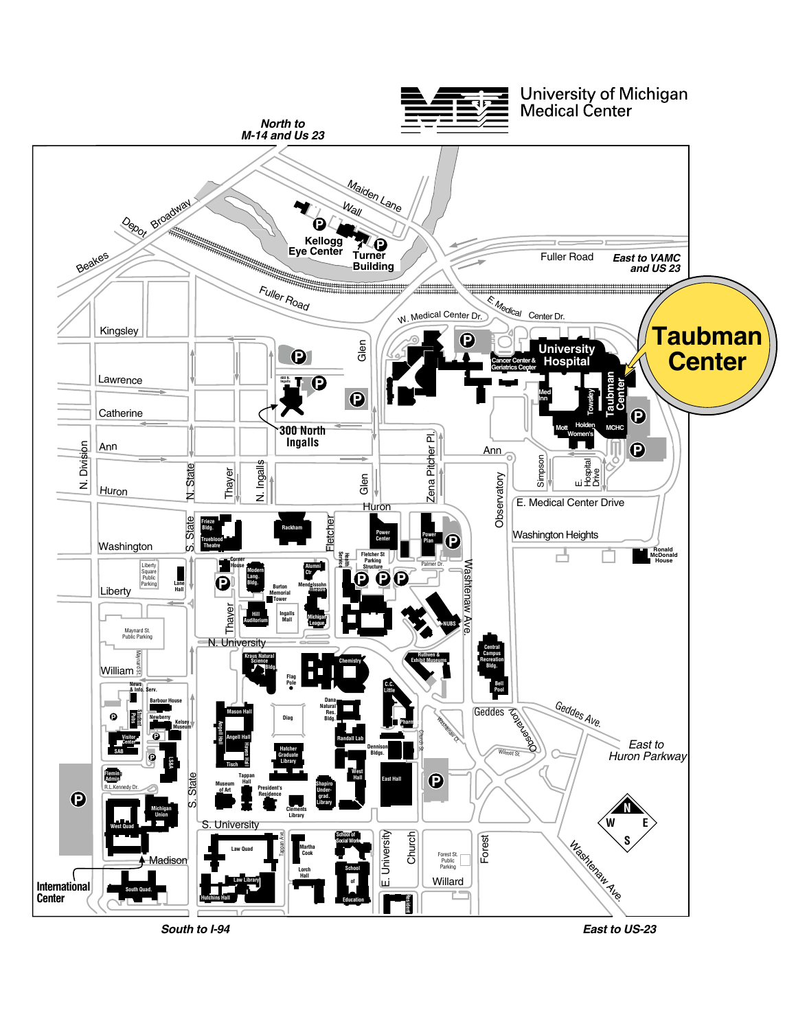# University of Michigan Medical Center

**North to M-14 and Us 23**

**East to VAMC and US 23**

**Taubman Center**

Maiden Lane
Wall
Depot
Broadway
Beakes
Kellogg Eye Center
Turner Building
Fuller Road
E. Medical Center Dr.
W. Medical Center Dr.
University Hospital
Cancer Center & Geriatrics Center
Med Inn
Towsley
Taubman Center
Mott
Holden
Women's
MCHC
Kingsley
Lawrence
Catherine
Ann
Huron
N. Division
N. State
Thayer
N. Ingalls
Glen
Zena Pitcher Pl.
Observatory
Simpson
E. Hospital Drive
E. Medical Center Drive
Washington Heights
Ronald McDonald House
400 N. Ingalls
300 North Ingalls
Washington
S. State
Frieze Bldg.
Trueblood Theatre
Rackham
Fletcher
Power Center
Power Plant
Health Service
Fletcher St Parking Structure
Palmer Dr.
Washtenaw Ave.
Liberty
Liberty Square Public Parking
Lane Hall
Corner House
Modern Lang. Bldg.
Burton Memorial Tower
Alumni Ctr
Mendelssohn Theatre
Hill Auditorium
Ingalls Mall
Michigan League
NUBS
Central Campus Recreation Bldg.
Bell Pool
William
Maynard St. Public Parking
Maynard St.
N. University
Kraus Natural Science Bldg.
Chemistry
Ruthven Exhibit Museums
Flag Pole
Dana Natural Res. Bldg.
C.C. Little
Pharm
Geddes
Geddes Ave.
East to Huron Parkway
News & Info. Serv.
Barbour House
Newberry
Kelsey Museum
Student Pubs
Visitor Center
SAB
LS&A
Mason Hall
Angell Hall
Haven Hall
Tisch
Diag
Hatcher Graduate Library
Randall Lab
Dennison Bldgs.
Church St.
Washtenaw Ct.
Wilmot St.
West Hall
East Hall
Fleming Admin
R.L.Kennedy Dr.
Tappan Hall
Museum of Art
President's Residence
Shapiro Undergrad. Library
Clements Library
Michigan Union
West Quad
S. University
Madison
Law Quad
Tappan Ave
Law Library
Hutchins Hall
Martha Cook
Lorch Hall
School of Social Work
School of Education
E. University
Church
Forest St. Public Parking
Forest
Willard
Washtenaw Ave.
International Center
South Quad.

**South to I-94**

**East to US-23**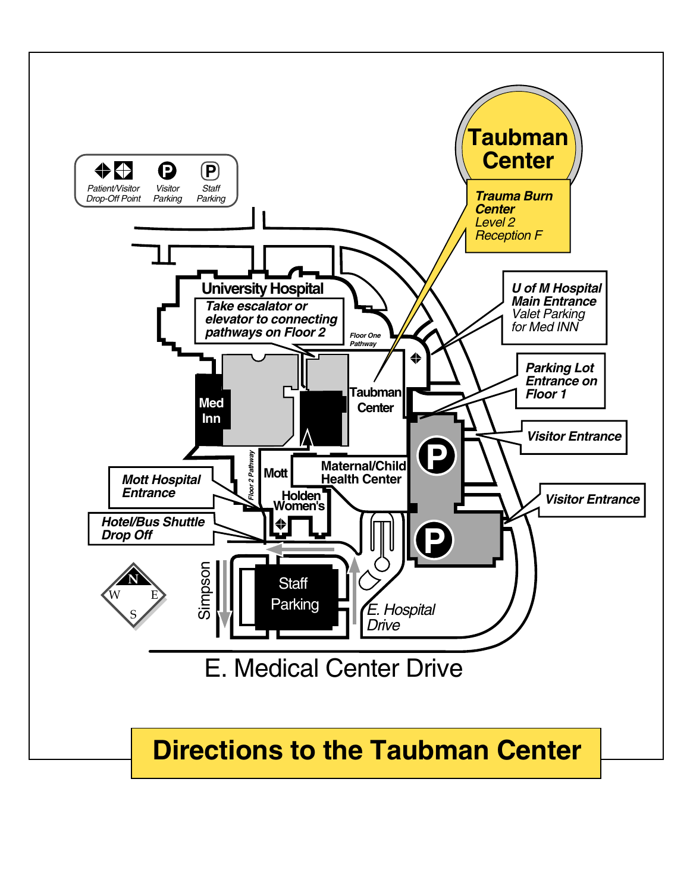# Taubman Center

**Trauma Burn Center**
Level 2
Reception F

Patient/Visitor Drop-Off Point
Visitor Parking
Staff Parking

University Hospital

*Take escalator or elevator to connecting pathways on Floor 2*

Floor One Pathway

**U of M Hospital Main Entrance**
Valet Parking for Med INN

**Parking Lot Entrance on Floor 1**

Med Inn

Taubman Center

**Visitor Entrance**

Floor 2 Pathway

Mott

Maternal/Child Health Center

**Mott Hospital Entrance**

Holden Women's

**Visitor Entrance**

**Hotel/Bus Shuttle Drop Off**

N
W
E
S

Simpson

Staff Parking

E. Hospital Drive

E. Medical Center Drive

## Directions to the Taubman Center